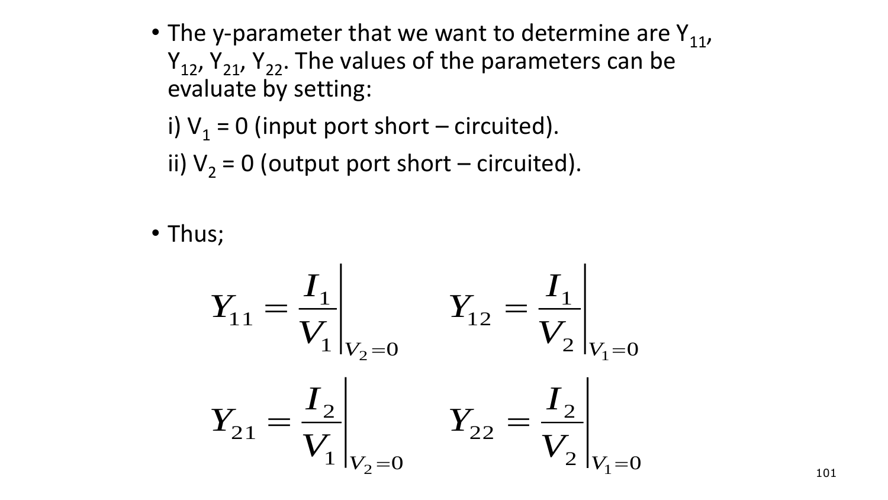- The y-parameter that we want to determine are $Y_{11}$, $Y_{12}$, $Y_{21}$, $Y_{22}$. The values of the parameters can be evaluate by setting:

  i) $V_1 = 0$ (input port short – circuited).

  ii) $V_2 = 0$ (output port short – circuited).

- Thus;

$$Y_{11} = \left.\frac{I_1}{V_1}\right|_{V_2=0} \qquad Y_{12} = \left.\frac{I_1}{V_2}\right|_{V_1=0}$$

$$Y_{21} = \left.\frac{I_2}{V_1}\right|_{V_2=0} \qquad Y_{22} = \left.\frac{I_2}{V_2}\right|_{V_1=0}$$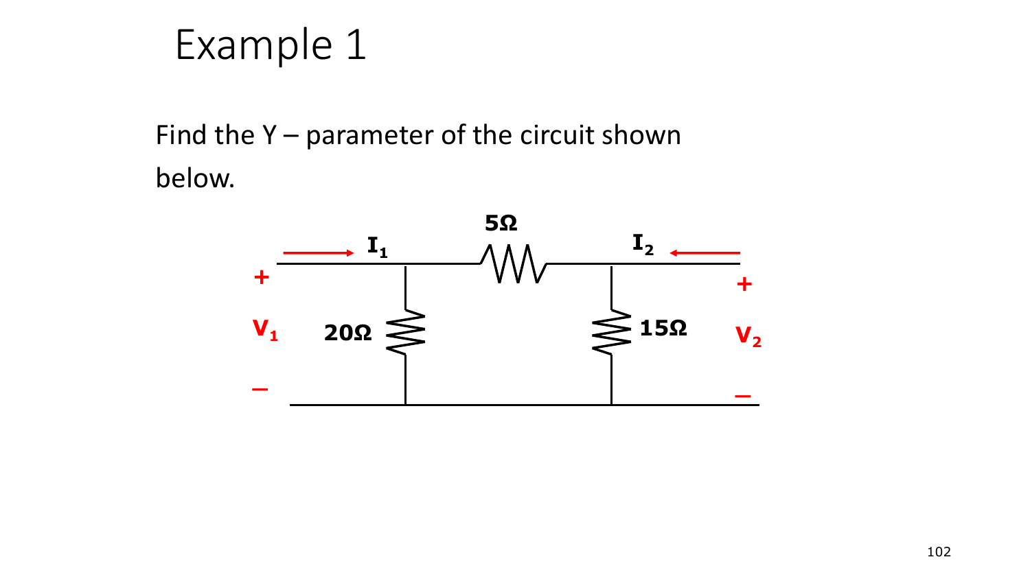# Example 1

Find the Y – parameter of the circuit shown below.

$5\Omega$

$I_1$

$I_2$

+

$V_1$

–

$20\Omega$

$15\Omega$

+

$V_2$

–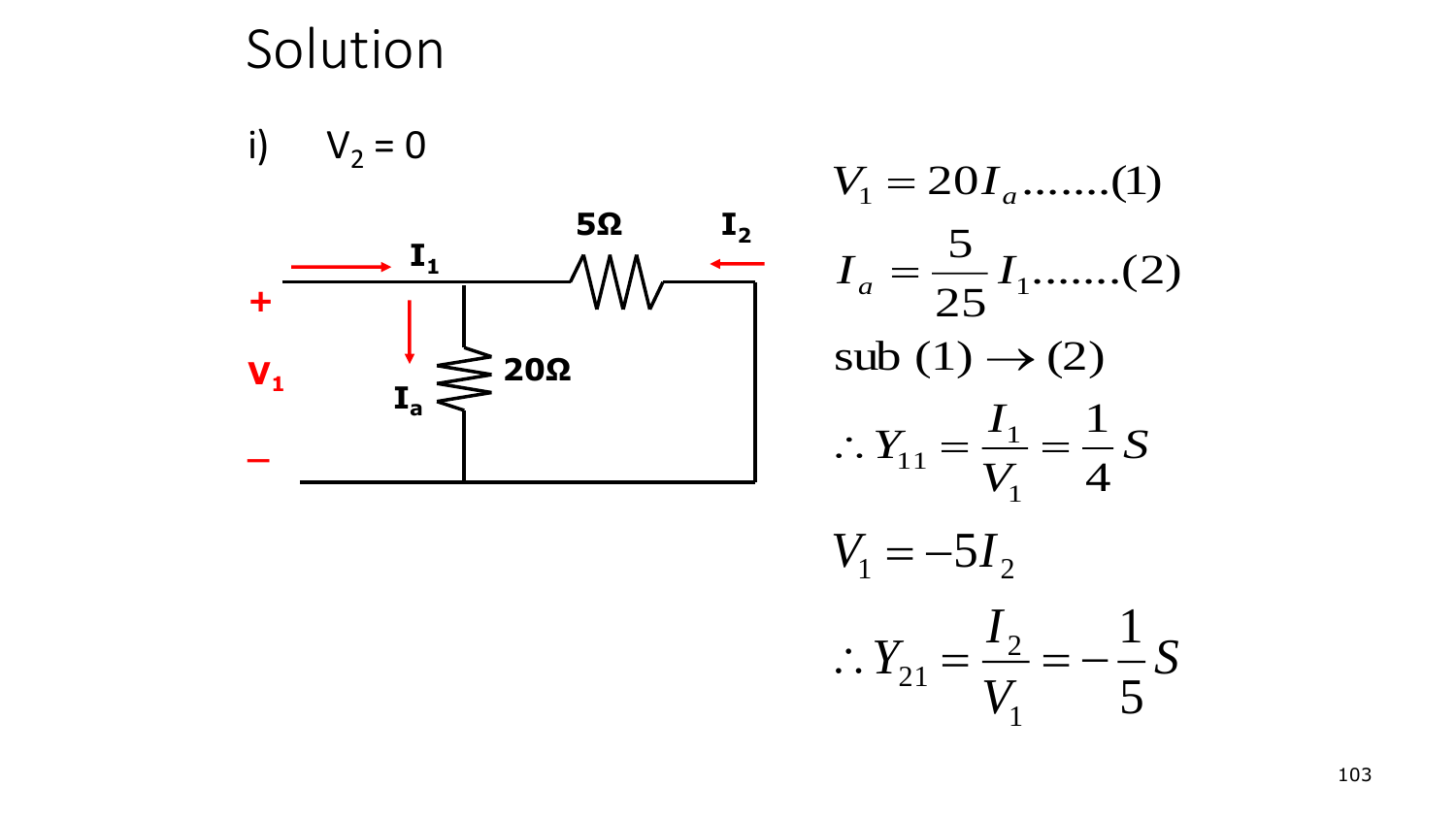# Solution

i) $V_2 = 0$

5Ω

$I_2$

$I_1$

+

$V_1$

–

$I_a$

20Ω

$$V_1 = 20I_a .......(1)$$

$$I_a = \frac{5}{25} I_1 .......(2)$$

$$\text{sub } (1) \rightarrow (2)$$

$$\therefore Y_{11} = \frac{I_1}{V_1} = \frac{1}{4} S$$

$$V_1 = -5I_2$$

$$\therefore Y_{21} = \frac{I_2}{V_1} = -\frac{1}{5} S$$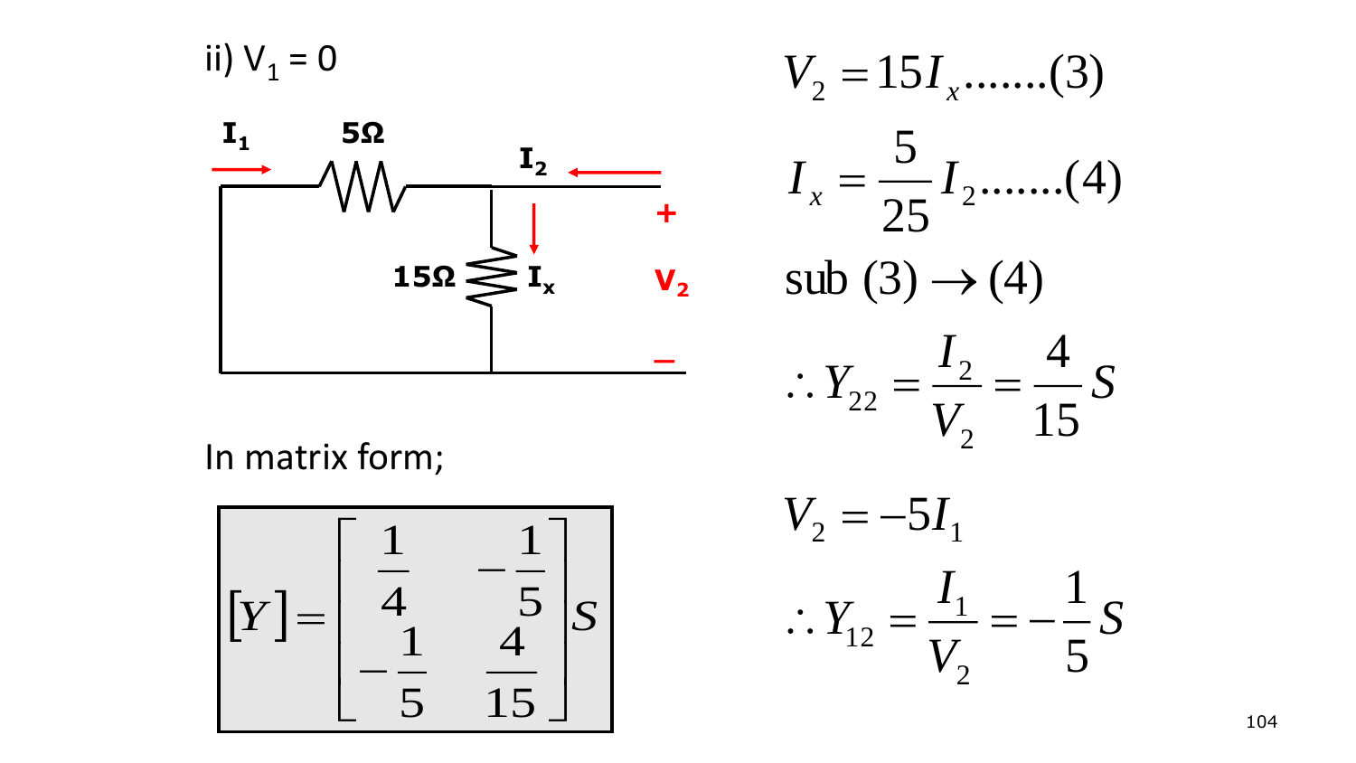ii) $V_1 = 0$

I1 5Ω I2 + 15Ω Ix V2 −

$$V_2 = 15 I_x .......(3)$$

$$I_x = \frac{5}{25} I_2 .......(4)$$

sub $(3) \rightarrow (4)$

$$\therefore Y_{22} = \frac{I_2}{V_2} = \frac{4}{15} S$$

$$V_2 = -5 I_1$$

$$\therefore Y_{12} = \frac{I_1}{V_2} = -\frac{1}{5} S$$

In matrix form;

$$[Y] = \begin{bmatrix} \frac{1}{4} & -\frac{1}{5} \\ -\frac{1}{5} & \frac{4}{15} \end{bmatrix} S$$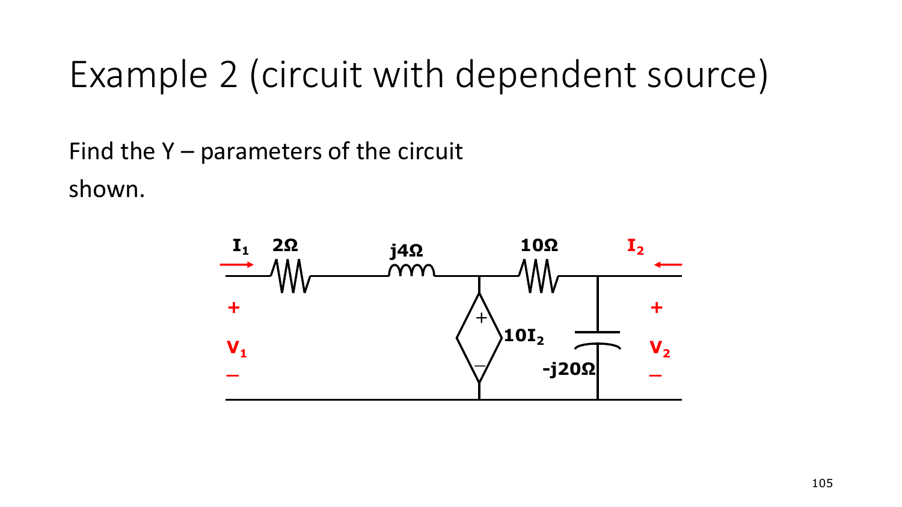# Example 2 (circuit with dependent source)

Find the Y – parameters of the circuit shown.

$I_1$ 2Ω j4Ω 10Ω $I_2$

+ $V_1$ –

$10I_2$

-j20Ω

+ $V_2$ –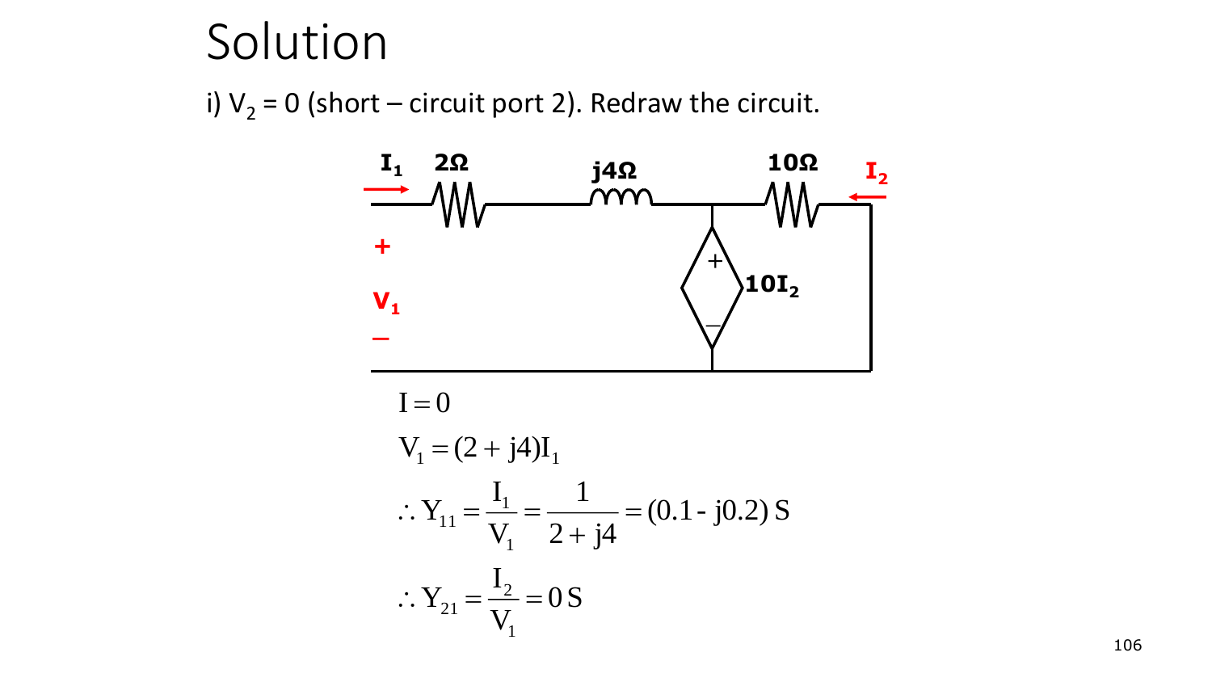# Solution

i) $V_2 = 0$ (short – circuit port 2). Redraw the circuit.

$I_1$ 2Ω j4Ω 10Ω $I_2$

+

$V_1$

–

$10I_2$

$$I = 0$$

$$V_1 = (2 + j4)I_1$$

$$\therefore Y_{11} = \frac{I_1}{V_1} = \frac{1}{2 + j4} = (0.1 - j0.2)\ \text{S}$$

$$\therefore Y_{21} = \frac{I_2}{V_1} = 0\ \text{S}$$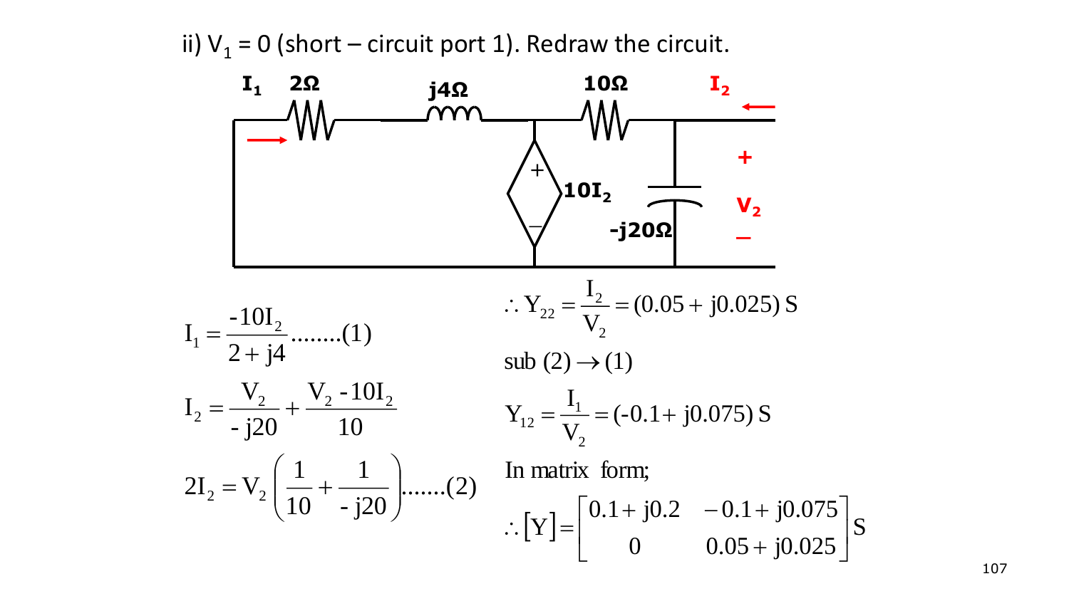ii) $V_1 = 0$ (short – circuit port 1). Redraw the circuit.

$I_1$ 2Ω j4Ω 10Ω $I_2$

+ $10I_2$ −

-j20Ω

+ $V_2$ −

$$I_1 = \frac{-10I_2}{2 + j4} \text{........}(1)$$

$$I_2 = \frac{V_2}{-j20} + \frac{V_2 - 10I_2}{10}$$

$$2I_2 = V_2\left(\frac{1}{10} + \frac{1}{-j20}\right) \text{.......}(2)$$

$$\therefore Y_{22} = \frac{I_2}{V_2} = (0.05 + j0.025)\ \text{S}$$

sub $(2) \rightarrow (1)$

$$Y_{12} = \frac{I_1}{V_2} = (-0.1 + j0.075)\ \text{S}$$

In matrix form;

$$\therefore [Y] = \begin{bmatrix} 0.1 + j0.2 & -0.1 + j0.075 \\ 0 & 0.05 + j0.025 \end{bmatrix} \text{S}$$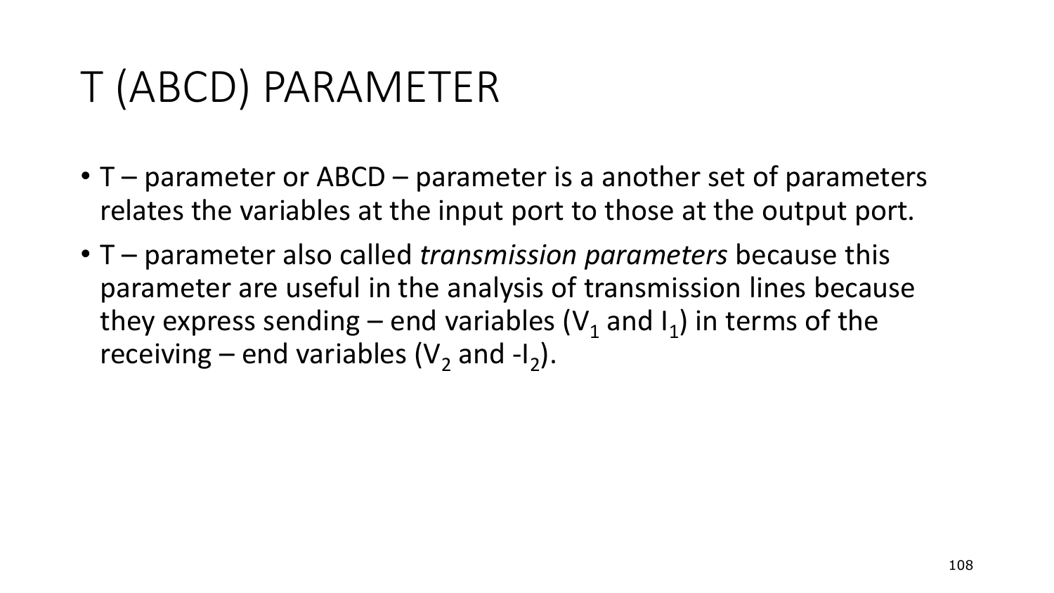# T (ABCD) PARAMETER

- T – parameter or ABCD – parameter is a another set of parameters relates the variables at the input port to those at the output port.
- T – parameter also called *transmission parameters* because this parameter are useful in the analysis of transmission lines because they express sending – end variables ($V_1$ and $I_1$) in terms of the receiving – end variables ($V_2$ and $-I_2$).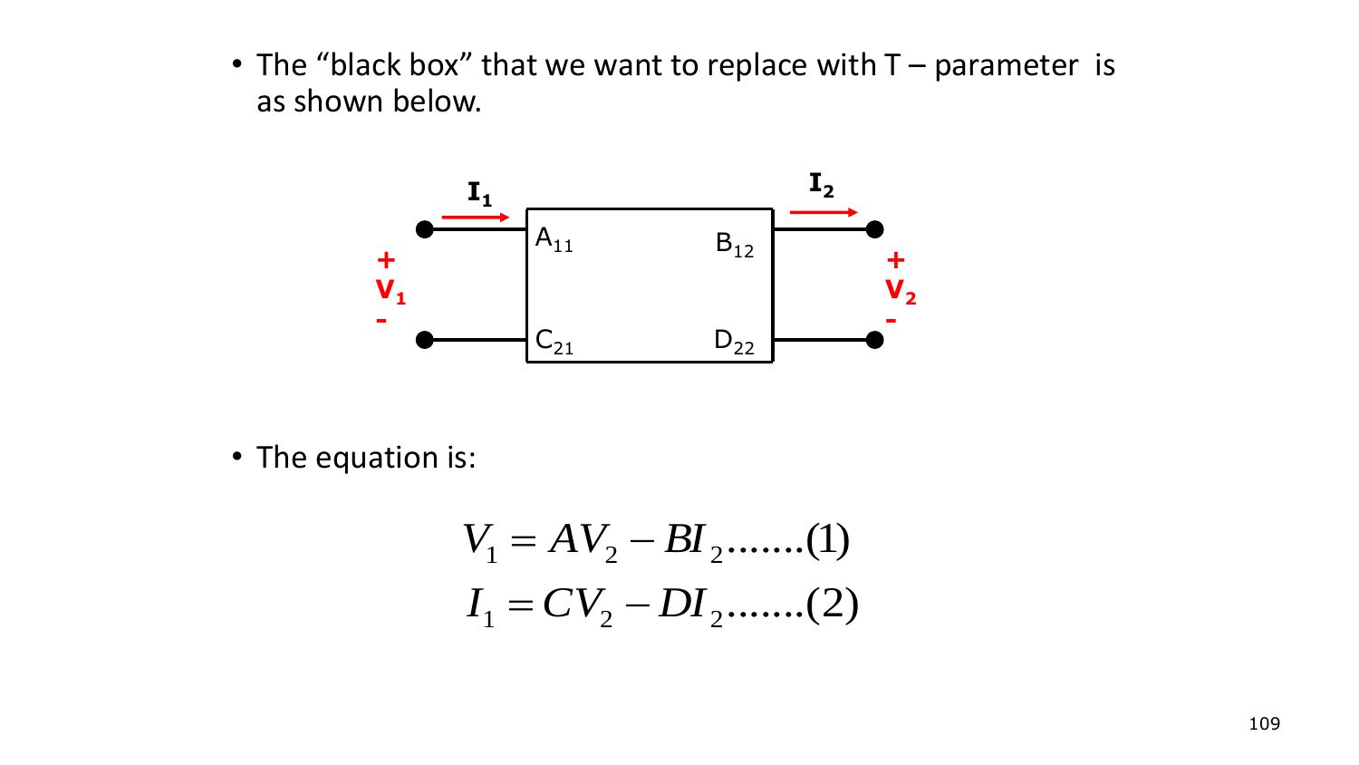- The "black box" that we want to replace with T – parameter is as shown below.

- The equation is:

$$V_1 = AV_2 - BI_2 .......(1)$$
$$I_1 = CV_2 - DI_2 .......(2)$$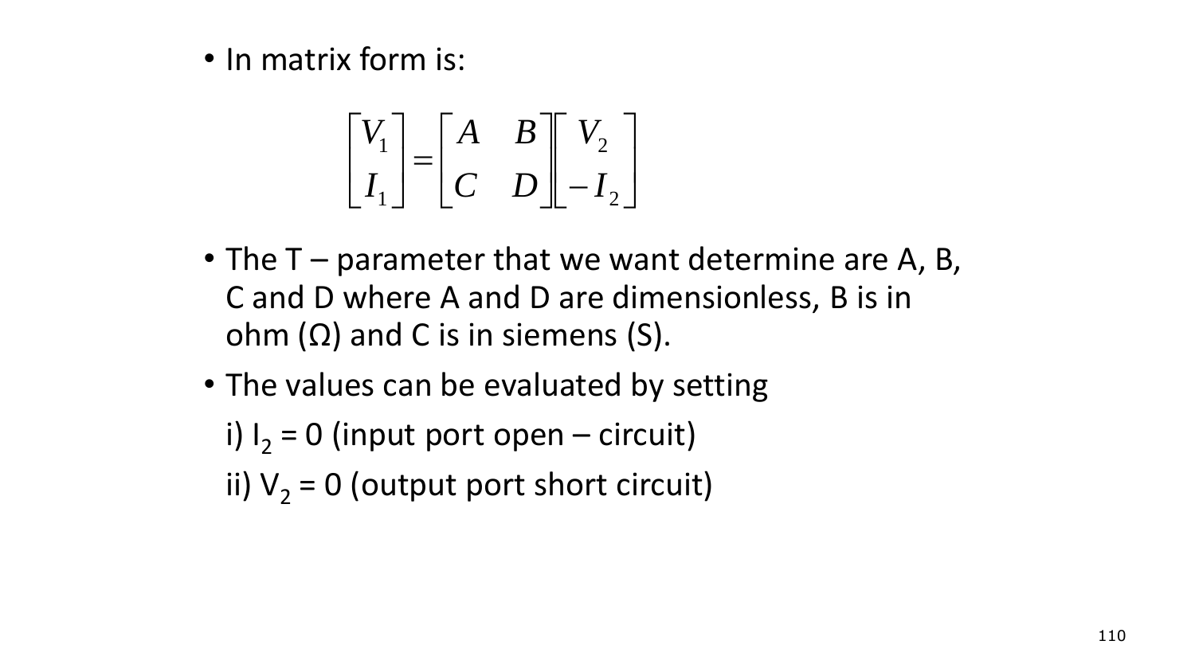- In matrix form is:

$$\begin{bmatrix} V_1 \\ I_1 \end{bmatrix} = \begin{bmatrix} A & B \\ C & D \end{bmatrix} \begin{bmatrix} V_2 \\ -I_2 \end{bmatrix}$$

- The T – parameter that we want determine are A, B, C and D where A and D are dimensionless, B is in ohm (Ω) and C is in siemens (S).
- The values can be evaluated by setting

  i) $I_2 = 0$ (input port open – circuit)

  ii) $V_2 = 0$ (output port short circuit)